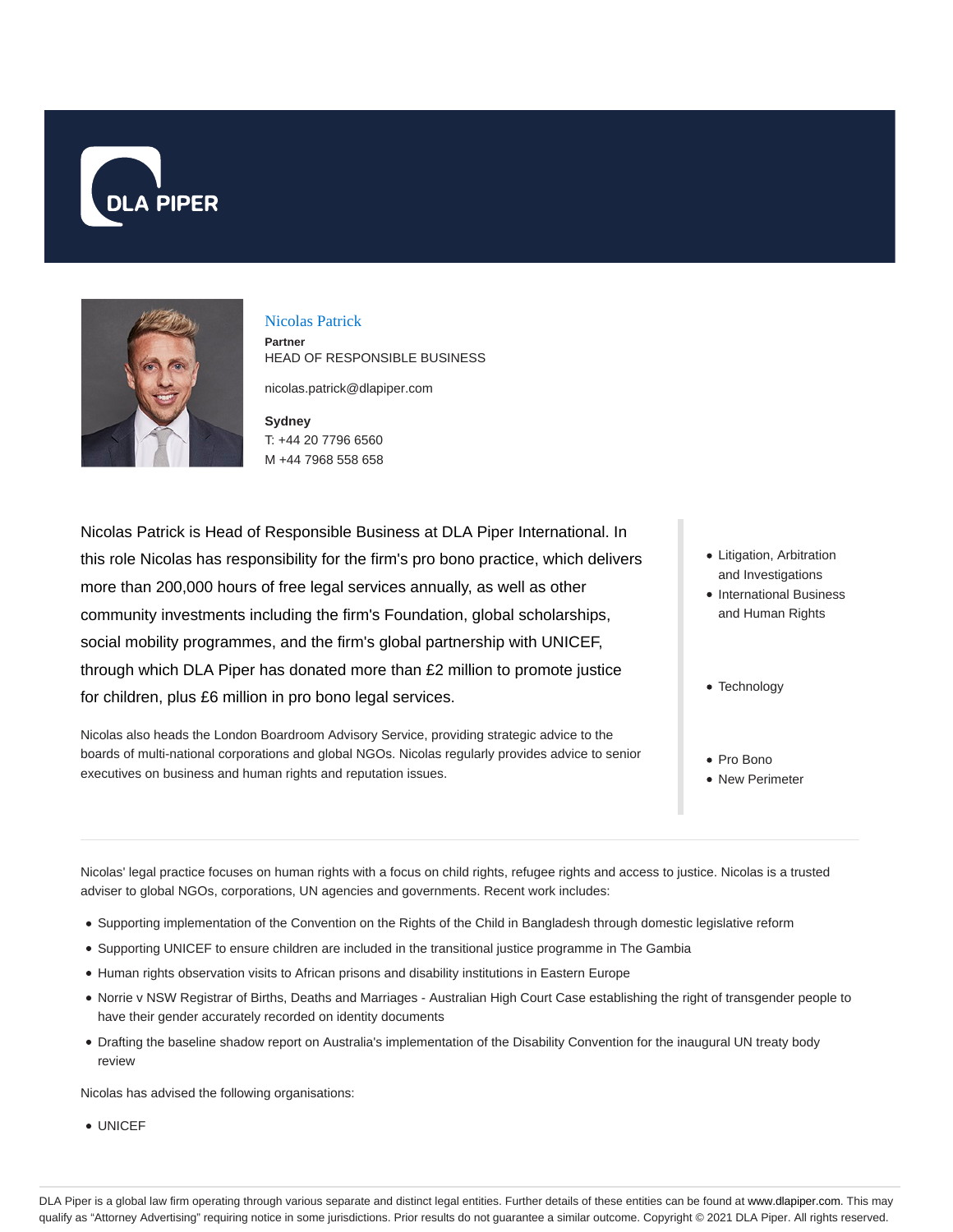DLA PIPER

## Nicolas Patrick

**Partner**
HEAD OF RESPONSIBLE BUSINESS

nicolas.patrick@dlapiper.com

**Sydney**
T: +44 20 7796 6560
M +44 7968 558 658

Nicolas Patrick is Head of Responsible Business at DLA Piper International. In this role Nicolas has responsibility for the firm's pro bono practice, which delivers more than 200,000 hours of free legal services annually, as well as other community investments including the firm's Foundation, global scholarships, social mobility programmes, and the firm's global partnership with UNICEF, through which DLA Piper has donated more than £2 million to promote justice for children, plus £6 million in pro bono legal services.

Nicolas also heads the London Boardroom Advisory Service, providing strategic advice to the boards of multi-national corporations and global NGOs. Nicolas regularly provides advice to senior executives on business and human rights and reputation issues.

- Litigation, Arbitration and Investigations
- International Business and Human Rights

- Technology

- Pro Bono
- New Perimeter

Nicolas' legal practice focuses on human rights with a focus on child rights, refugee rights and access to justice. Nicolas is a trusted adviser to global NGOs, corporations, UN agencies and governments. Recent work includes:

- Supporting implementation of the Convention on the Rights of the Child in Bangladesh through domestic legislative reform
- Supporting UNICEF to ensure children are included in the transitional justice programme in The Gambia
- Human rights observation visits to African prisons and disability institutions in Eastern Europe
- Norrie v NSW Registrar of Births, Deaths and Marriages - Australian High Court Case establishing the right of transgender people to have their gender accurately recorded on identity documents
- Drafting the baseline shadow report on Australia's implementation of the Disability Convention for the inaugural UN treaty body review

Nicolas has advised the following organisations:

- UNICEF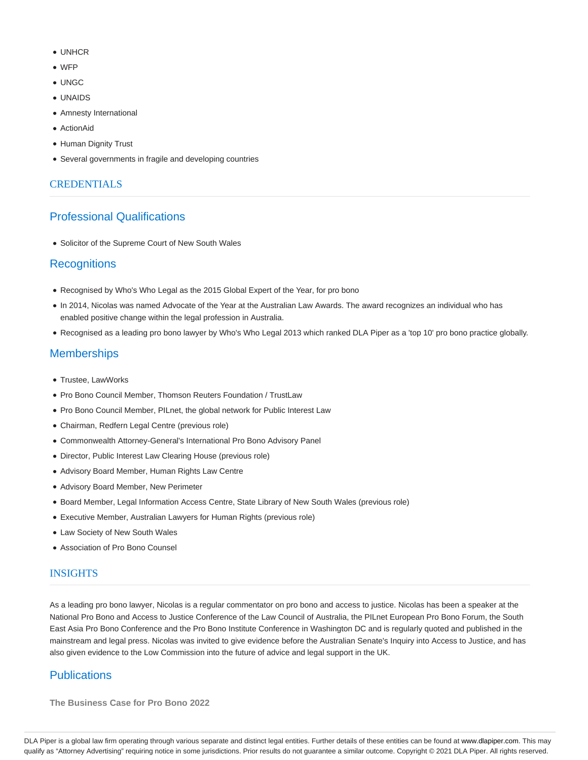- UNHCR
- WFP
- UNGC
- UNAIDS
- Amnesty International
- ActionAid
- Human Dignity Trust
- Several governments in fragile and developing countries

## CREDENTIALS

### Professional Qualifications

- Solicitor of the Supreme Court of New South Wales

### Recognitions

- Recognised by Who's Who Legal as the 2015 Global Expert of the Year, for pro bono
- In 2014, Nicolas was named Advocate of the Year at the Australian Law Awards. The award recognizes an individual who has enabled positive change within the legal profession in Australia.
- Recognised as a leading pro bono lawyer by Who's Who Legal 2013 which ranked DLA Piper as a 'top 10' pro bono practice globally.

### Memberships

- Trustee, LawWorks
- Pro Bono Council Member, Thomson Reuters Foundation / TrustLaw
- Pro Bono Council Member, PILnet, the global network for Public Interest Law
- Chairman, Redfern Legal Centre (previous role)
- Commonwealth Attorney-General's International Pro Bono Advisory Panel
- Director, Public Interest Law Clearing House (previous role)
- Advisory Board Member, Human Rights Law Centre
- Advisory Board Member, New Perimeter
- Board Member, Legal Information Access Centre, State Library of New South Wales (previous role)
- Executive Member, Australian Lawyers for Human Rights (previous role)
- Law Society of New South Wales
- Association of Pro Bono Counsel

## INSIGHTS

As a leading pro bono lawyer, Nicolas is a regular commentator on pro bono and access to justice. Nicolas has been a speaker at the National Pro Bono and Access to Justice Conference of the Law Council of Australia, the PILnet European Pro Bono Forum, the South East Asia Pro Bono Conference and the Pro Bono Institute Conference in Washington DC and is regularly quoted and published in the mainstream and legal press. Nicolas was invited to give evidence before the Australian Senate's Inquiry into Access to Justice, and has also given evidence to the Low Commission into the future of advice and legal support in the UK.

### Publications

**The Business Case for Pro Bono 2022**

DLA Piper is a global law firm operating through various separate and distinct legal entities. Further details of these entities can be found at www.dlapiper.com. This may qualify as "Attorney Advertising" requiring notice in some jurisdictions. Prior results do not guarantee a similar outcome. Copyright © 2021 DLA Piper. All rights reserved.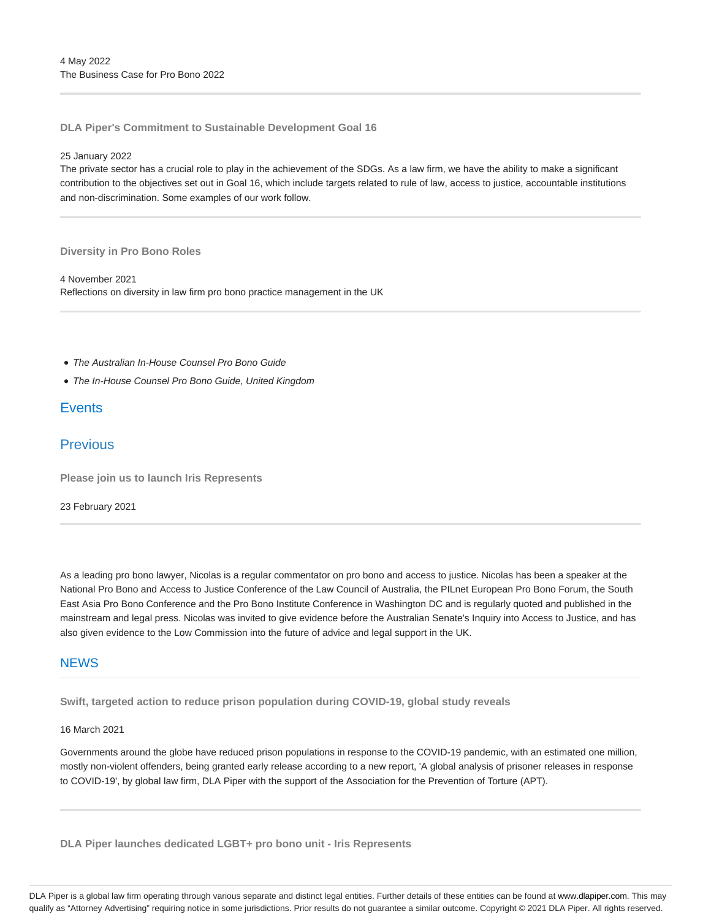4 May 2022
The Business Case for Pro Bono 2022

---

**DLA Piper's Commitment to Sustainable Development Goal 16**

25 January 2022
The private sector has a crucial role to play in the achievement of the SDGs. As a law firm, we have the ability to make a significant contribution to the objectives set out in Goal 16, which include targets related to rule of law, access to justice, accountable institutions and non-discrimination. Some examples of our work follow.

---

**Diversity in Pro Bono Roles**

4 November 2021
Reflections on diversity in law firm pro bono practice management in the UK

---

- *The Australian In-House Counsel Pro Bono Guide*
- *The In-House Counsel Pro Bono Guide, United Kingdom*

## Events

## Previous

**Please join us to launch Iris Represents**

23 February 2021

---

As a leading pro bono lawyer, Nicolas is a regular commentator on pro bono and access to justice. Nicolas has been a speaker at the National Pro Bono and Access to Justice Conference of the Law Council of Australia, the PILnet European Pro Bono Forum, the South East Asia Pro Bono Conference and the Pro Bono Institute Conference in Washington DC and is regularly quoted and published in the mainstream and legal press. Nicolas was invited to give evidence before the Australian Senate's Inquiry into Access to Justice, and has also given evidence to the Low Commission into the future of advice and legal support in the UK.

## NEWS

**Swift, targeted action to reduce prison population during COVID-19, global study reveals**

16 March 2021

Governments around the globe have reduced prison populations in response to the COVID-19 pandemic, with an estimated one million, mostly non-violent offenders, being granted early release according to a new report, 'A global analysis of prisoner releases in response to COVID-19', by global law firm, DLA Piper with the support of the Association for the Prevention of Torture (APT).

---

**DLA Piper launches dedicated LGBT+ pro bono unit - Iris Represents**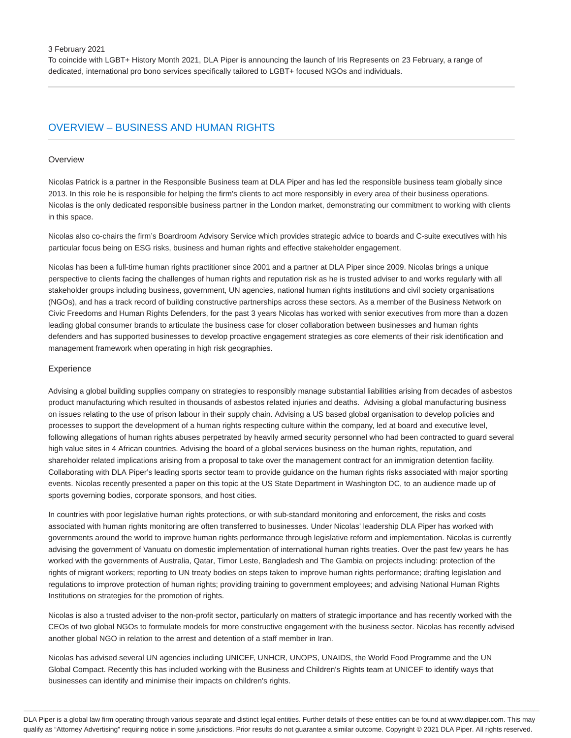3 February 2021

To coincide with LGBT+ History Month 2021, DLA Piper is announcing the launch of Iris Represents on 23 February, a range of dedicated, international pro bono services specifically tailored to LGBT+ focused NGOs and individuals.

## OVERVIEW – BUSINESS AND HUMAN RIGHTS

### Overview

Nicolas Patrick is a partner in the Responsible Business team at DLA Piper and has led the responsible business team globally since 2013. In this role he is responsible for helping the firm's clients to act more responsibly in every area of their business operations. Nicolas is the only dedicated responsible business partner in the London market, demonstrating our commitment to working with clients in this space.

Nicolas also co-chairs the firm's Boardroom Advisory Service which provides strategic advice to boards and C-suite executives with his particular focus being on ESG risks, business and human rights and effective stakeholder engagement.

Nicolas has been a full-time human rights practitioner since 2001 and a partner at DLA Piper since 2009. Nicolas brings a unique perspective to clients facing the challenges of human rights and reputation risk as he is trusted adviser to and works regularly with all stakeholder groups including business, government, UN agencies, national human rights institutions and civil society organisations (NGOs), and has a track record of building constructive partnerships across these sectors. As a member of the Business Network on Civic Freedoms and Human Rights Defenders, for the past 3 years Nicolas has worked with senior executives from more than a dozen leading global consumer brands to articulate the business case for closer collaboration between businesses and human rights defenders and has supported businesses to develop proactive engagement strategies as core elements of their risk identification and management framework when operating in high risk geographies.

### Experience

Advising a global building supplies company on strategies to responsibly manage substantial liabilities arising from decades of asbestos product manufacturing which resulted in thousands of asbestos related injuries and deaths. Advising a global manufacturing business on issues relating to the use of prison labour in their supply chain. Advising a US based global organisation to develop policies and processes to support the development of a human rights respecting culture within the company, led at board and executive level, following allegations of human rights abuses perpetrated by heavily armed security personnel who had been contracted to guard several high value sites in 4 African countries. Advising the board of a global services business on the human rights, reputation, and shareholder related implications arising from a proposal to take over the management contract for an immigration detention facility. Collaborating with DLA Piper's leading sports sector team to provide guidance on the human rights risks associated with major sporting events. Nicolas recently presented a paper on this topic at the US State Department in Washington DC, to an audience made up of sports governing bodies, corporate sponsors, and host cities.

In countries with poor legislative human rights protections, or with sub-standard monitoring and enforcement, the risks and costs associated with human rights monitoring are often transferred to businesses. Under Nicolas' leadership DLA Piper has worked with governments around the world to improve human rights performance through legislative reform and implementation. Nicolas is currently advising the government of Vanuatu on domestic implementation of international human rights treaties. Over the past few years he has worked with the governments of Australia, Qatar, Timor Leste, Bangladesh and The Gambia on projects including: protection of the rights of migrant workers; reporting to UN treaty bodies on steps taken to improve human rights performance; drafting legislation and regulations to improve protection of human rights; providing training to government employees; and advising National Human Rights Institutions on strategies for the promotion of rights.

Nicolas is also a trusted adviser to the non-profit sector, particularly on matters of strategic importance and has recently worked with the CEOs of two global NGOs to formulate models for more constructive engagement with the business sector. Nicolas has recently advised another global NGO in relation to the arrest and detention of a staff member in Iran.

Nicolas has advised several UN agencies including UNICEF, UNHCR, UNOPS, UNAIDS, the World Food Programme and the UN Global Compact. Recently this has included working with the Business and Children's Rights team at UNICEF to identify ways that businesses can identify and minimise their impacts on children's rights.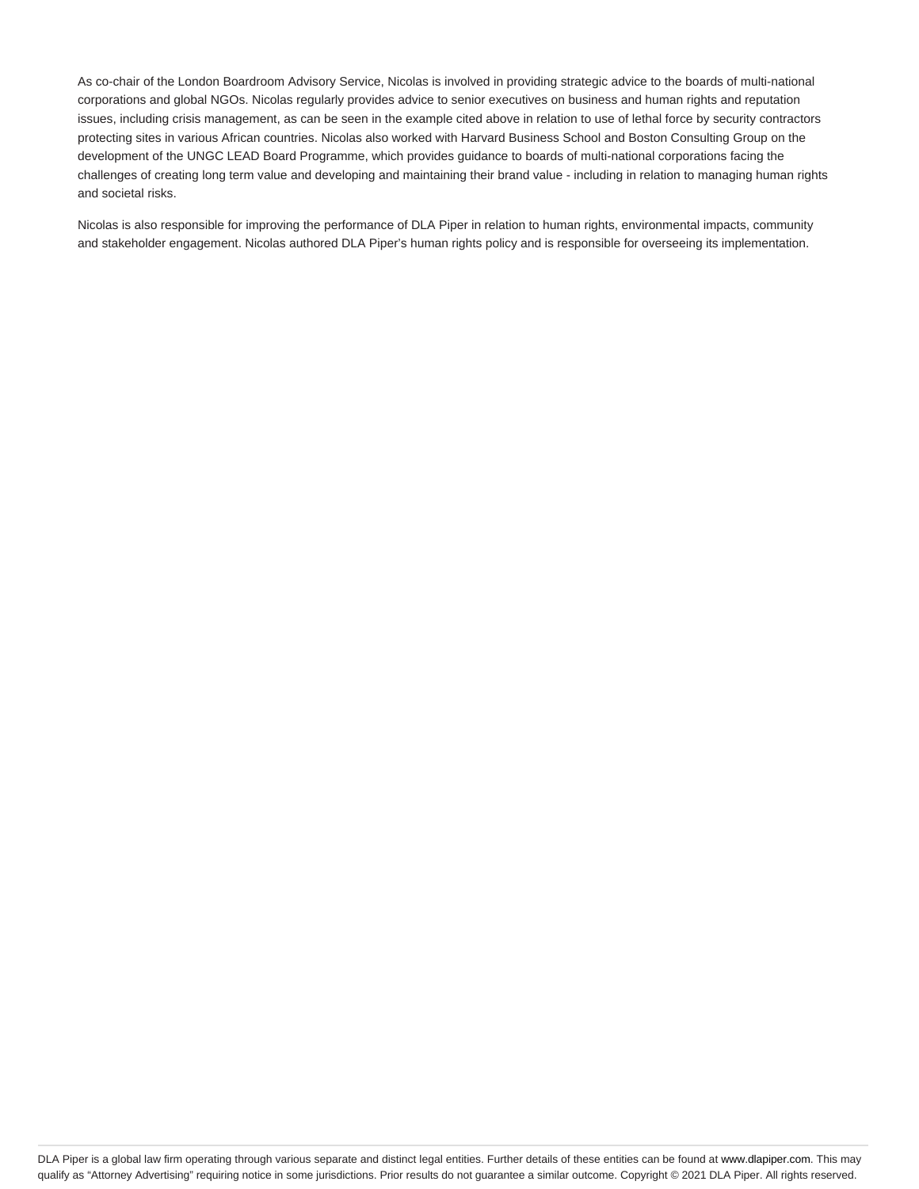As co-chair of the London Boardroom Advisory Service, Nicolas is involved in providing strategic advice to the boards of multi-national corporations and global NGOs. Nicolas regularly provides advice to senior executives on business and human rights and reputation issues, including crisis management, as can be seen in the example cited above in relation to use of lethal force by security contractors protecting sites in various African countries. Nicolas also worked with Harvard Business School and Boston Consulting Group on the development of the UNGC LEAD Board Programme, which provides guidance to boards of multi-national corporations facing the challenges of creating long term value and developing and maintaining their brand value - including in relation to managing human rights and societal risks.

Nicolas is also responsible for improving the performance of DLA Piper in relation to human rights, environmental impacts, community and stakeholder engagement. Nicolas authored DLA Piper's human rights policy and is responsible for overseeing its implementation.